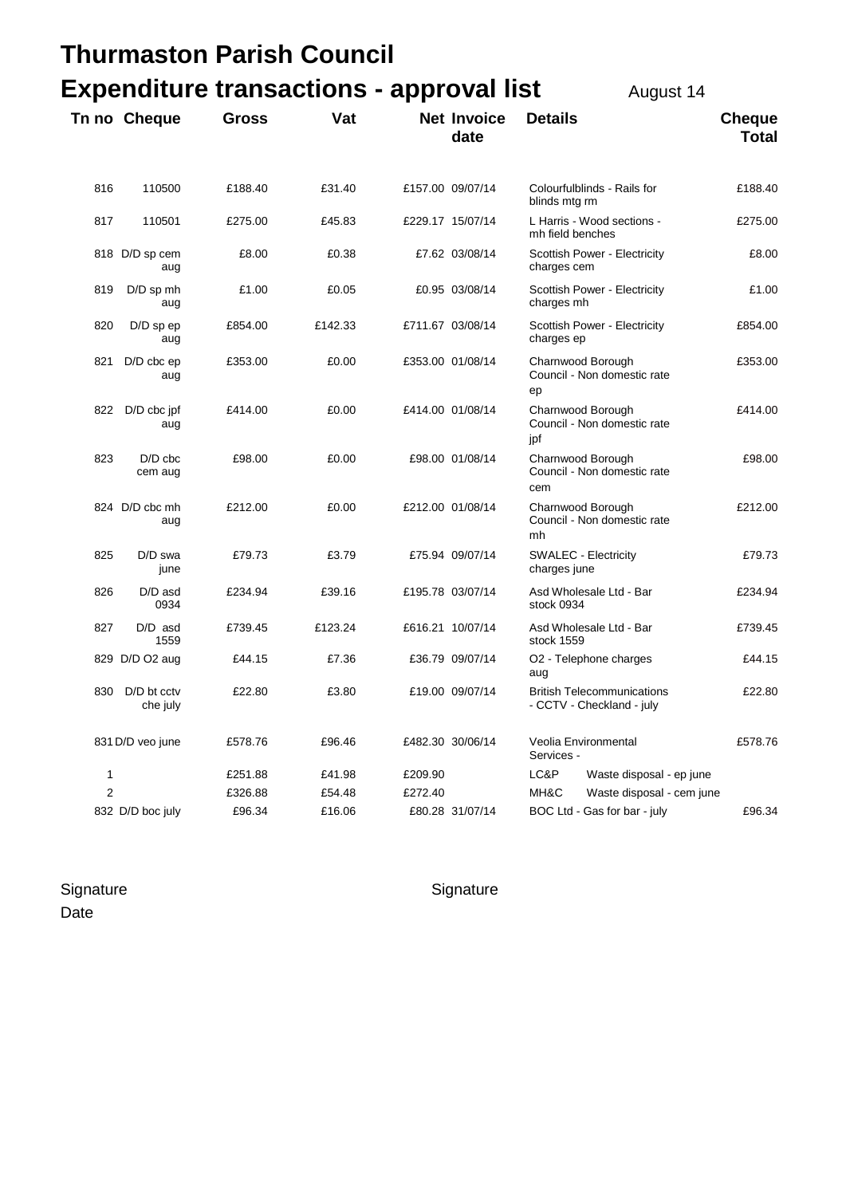# Thurmaston Parish Council

## Expenditure transactions - approval list

August 14

| Tn no | Cheque | Gross | Vat | Net | Invoice date | Details | | Cheque Total |
|---|---|---|---|---|---|---|---|---|
| 816 | 110500 | £188.40 | £31.40 | £157.00 | 09/07/14 | Colourfulblinds - Rails for blinds mtg rm | | £188.40 |
| 817 | 110501 | £275.00 | £45.83 | £229.17 | 15/07/14 | L Harris - Wood sections - mh field benches | | £275.00 |
| 818 | D/D sp cem aug | £8.00 | £0.38 | £7.62 | 03/08/14 | Scottish Power - Electricity charges cem | | £8.00 |
| 819 | D/D sp mh aug | £1.00 | £0.05 | £0.95 | 03/08/14 | Scottish Power - Electricity charges mh | | £1.00 |
| 820 | D/D sp ep aug | £854.00 | £142.33 | £711.67 | 03/08/14 | Scottish Power - Electricity charges ep | | £854.00 |
| 821 | D/D cbc ep aug | £353.00 | £0.00 | £353.00 | 01/08/14 | Charnwood Borough Council - Non domestic rate ep | | £353.00 |
| 822 | D/D cbc jpf aug | £414.00 | £0.00 | £414.00 | 01/08/14 | Charnwood Borough Council - Non domestic rate jpf | | £414.00 |
| 823 | D/D cbc cem aug | £98.00 | £0.00 | £98.00 | 01/08/14 | Charnwood Borough Council - Non domestic rate cem | | £98.00 |
| 824 | D/D cbc mh aug | £212.00 | £0.00 | £212.00 | 01/08/14 | Charnwood Borough Council - Non domestic rate mh | | £212.00 |
| 825 | D/D swa june | £79.73 | £3.79 | £75.94 | 09/07/14 | SWALEC - Electricity charges june | | £79.73 |
| 826 | D/D asd 0934 | £234.94 | £39.16 | £195.78 | 03/07/14 | Asd Wholesale Ltd - Bar stock 0934 | | £234.94 |
| 827 | D/D asd 1559 | £739.45 | £123.24 | £616.21 | 10/07/14 | Asd Wholesale Ltd - Bar stock 1559 | | £739.45 |
| 829 | D/D O2 aug | £44.15 | £7.36 | £36.79 | 09/07/14 | O2 - Telephone charges aug | | £44.15 |
| 830 | D/D bt cctv che july | £22.80 | £3.80 | £19.00 | 09/07/14 | British Telecommunications - CCTV - Checkland - july | | £22.80 |
| 831 | D/D veo june | £578.76 | £96.46 | £482.30 | 30/06/14 | Veolia Environmental Services - | | £578.76 |
| 1 | | £251.88 | £41.98 | £209.90 | | LC&P | Waste disposal - ep june | |
| 2 | | £326.88 | £54.48 | £272.40 | | MH&C | Waste disposal - cem june | |
| 832 | D/D boc july | £96.34 | £16.06 | £80.28 | 31/07/14 | BOC Ltd - Gas for bar - july | | £96.34 |

Signature

Signature

Date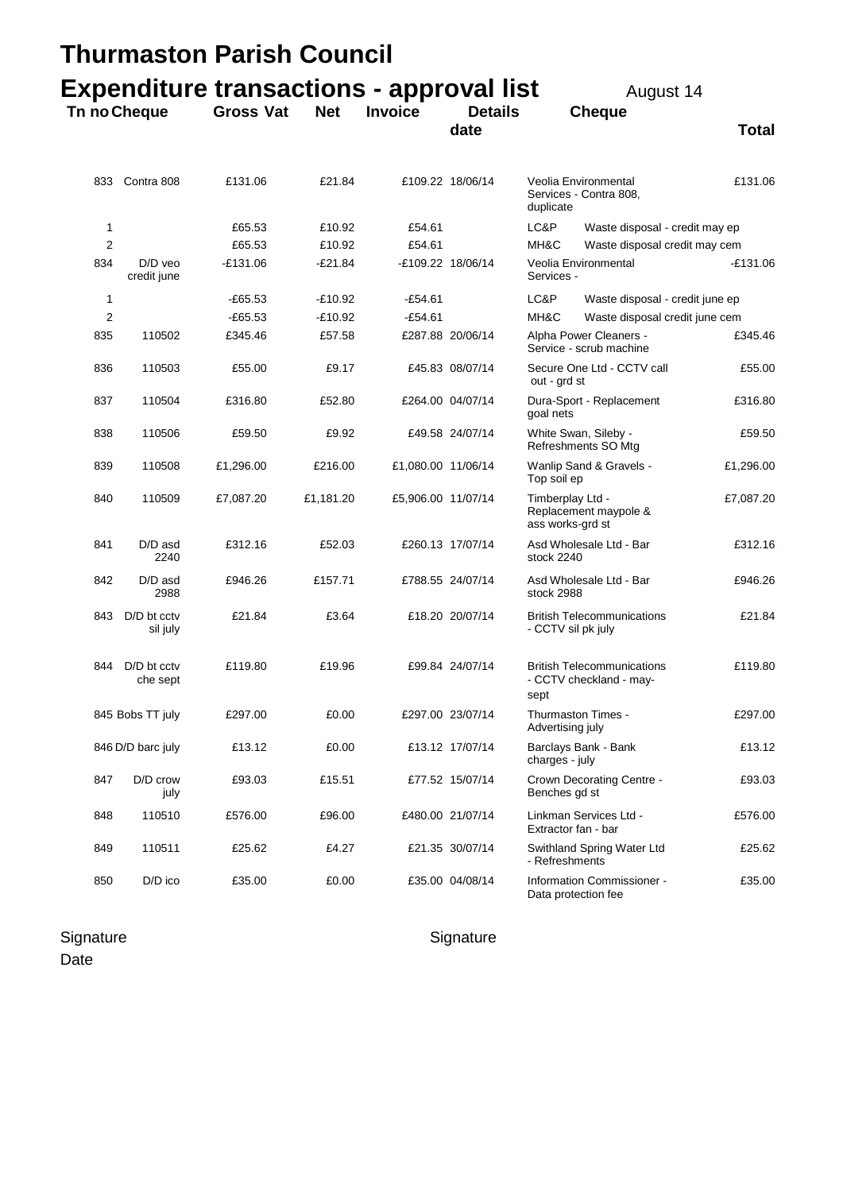# Thurmaston Parish Council

## Expenditure transactions - approval list

August 14

| Tn no | Cheque | Gross | Vat | Net | Invoice date | Details | | Cheque Total |
|---|---|---|---|---|---|---|---|---|
| 833 | Contra 808 | £131.06 | £21.84 | £109.22 | 18/06/14 | Veolia Environmental Services - Contra 808, duplicate | | £131.06 |
| 1 | | £65.53 | £10.92 | £54.61 | | LC&P | Waste disposal - credit may ep | |
| 2 | | £65.53 | £10.92 | £54.61 | | MH&C | Waste disposal credit may cem | |
| 834 | D/D veo credit june | -£131.06 | -£21.84 | -£109.22 | 18/06/14 | Veolia Environmental Services - | | -£131.06 |
| 1 | | -£65.53 | -£10.92 | -£54.61 | | LC&P | Waste disposal - credit june ep | |
| 2 | | -£65.53 | -£10.92 | -£54.61 | | MH&C | Waste disposal credit june cem | |
| 835 | 110502 | £345.46 | £57.58 | £287.88 | 20/06/14 | Alpha Power Cleaners - Service - scrub machine | | £345.46 |
| 836 | 110503 | £55.00 | £9.17 | £45.83 | 08/07/14 | Secure One Ltd - CCTV call out - grd st | | £55.00 |
| 837 | 110504 | £316.80 | £52.80 | £264.00 | 04/07/14 | Dura-Sport - Replacement goal nets | | £316.80 |
| 838 | 110506 | £59.50 | £9.92 | £49.58 | 24/07/14 | White Swan, Sileby - Refreshments SO Mtg | | £59.50 |
| 839 | 110508 | £1,296.00 | £216.00 | £1,080.00 | 11/06/14 | Wanlip Sand & Gravels - Top soil ep | | £1,296.00 |
| 840 | 110509 | £7,087.20 | £1,181.20 | £5,906.00 | 11/07/14 | Timberplay Ltd - Replacement maypole & ass works-grd st | | £7,087.20 |
| 841 | D/D asd 2240 | £312.16 | £52.03 | £260.13 | 17/07/14 | Asd Wholesale Ltd - Bar stock 2240 | | £312.16 |
| 842 | D/D asd 2988 | £946.26 | £157.71 | £788.55 | 24/07/14 | Asd Wholesale Ltd - Bar stock 2988 | | £946.26 |
| 843 | D/D bt cctv sil july | £21.84 | £3.64 | £18.20 | 20/07/14 | British Telecommunications - CCTV sil pk july | | £21.84 |
| 844 | D/D bt cctv che sept | £119.80 | £19.96 | £99.84 | 24/07/14 | British Telecommunications - CCTV checkland - may-sept | | £119.80 |
| 845 | Bobs TT july | £297.00 | £0.00 | £297.00 | 23/07/14 | Thurmaston Times - Advertising july | | £297.00 |
| 846 | D/D barc july | £13.12 | £0.00 | £13.12 | 17/07/14 | Barclays Bank - Bank charges - july | | £13.12 |
| 847 | D/D crow july | £93.03 | £15.51 | £77.52 | 15/07/14 | Crown Decorating Centre - Benches gd st | | £93.03 |
| 848 | 110510 | £576.00 | £96.00 | £480.00 | 21/07/14 | Linkman Services Ltd - Extractor fan - bar | | £576.00 |
| 849 | 110511 | £25.62 | £4.27 | £21.35 | 30/07/14 | Swithland Spring Water Ltd - Refreshments | | £25.62 |
| 850 | D/D ico | £35.00 | £0.00 | £35.00 | 04/08/14 | Information Commissioner - Data protection fee | | £35.00 |

Signature

Date

Signature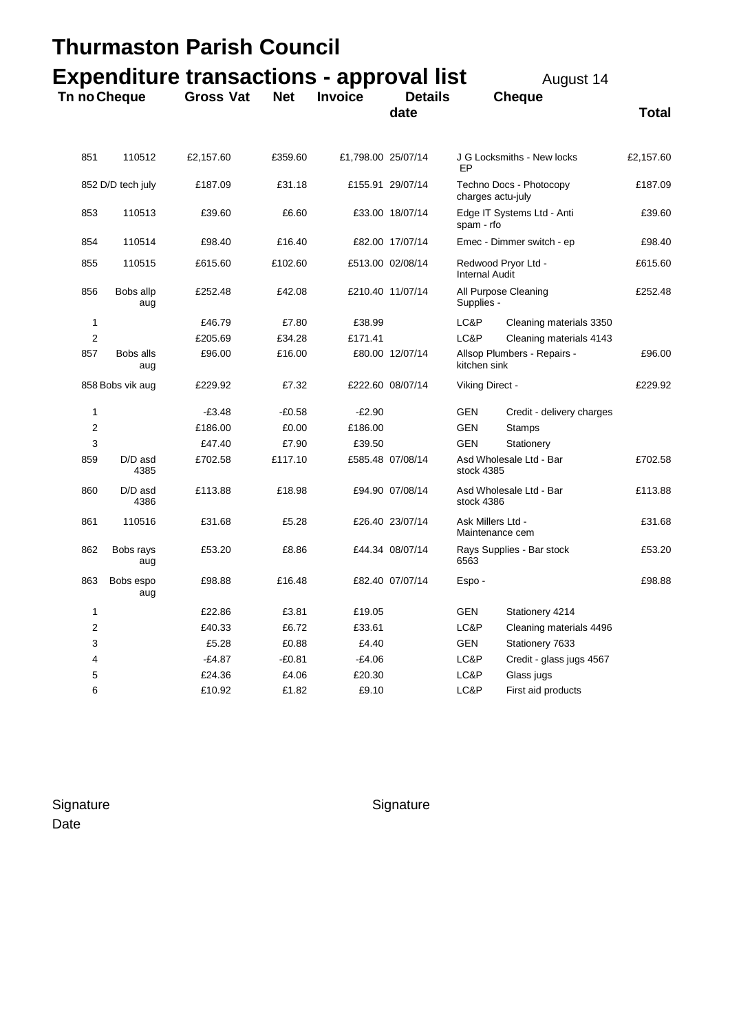# Thurmaston Parish Council

## Expenditure transactions - approval list

August 14

| Tn no | Cheque | Gross | Vat | Net | Invoice date | Details | | Cheque Total |
|---|---|---|---|---|---|---|---|---|
| 851 | 110512 | £2,157.60 | £359.60 | £1,798.00 | 25/07/14 | J G Locksmiths - New locks EP | | £2,157.60 |
| 852 | D/D tech july | £187.09 | £31.18 | £155.91 | 29/07/14 | Techno Docs - Photocopy charges actu-july | | £187.09 |
| 853 | 110513 | £39.60 | £6.60 | £33.00 | 18/07/14 | Edge IT Systems Ltd - Anti spam - rfo | | £39.60 |
| 854 | 110514 | £98.40 | £16.40 | £82.00 | 17/07/14 | Emec - Dimmer switch - ep | | £98.40 |
| 855 | 110515 | £615.60 | £102.60 | £513.00 | 02/08/14 | Redwood Pryor Ltd - Internal Audit | | £615.60 |
| 856 | Bobs allp aug | £252.48 | £42.08 | £210.40 | 11/07/14 | All Purpose Cleaning Supplies - | | £252.48 |
| 1 | | £46.79 | £7.80 | £38.99 | | LC&P | Cleaning materials 3350 | |
| 2 | | £205.69 | £34.28 | £171.41 | | LC&P | Cleaning materials 4143 | |
| 857 | Bobs alls aug | £96.00 | £16.00 | £80.00 | 12/07/14 | Allsop Plumbers - Repairs - kitchen sink | | £96.00 |
| 858 | Bobs vik aug | £229.92 | £7.32 | £222.60 | 08/07/14 | Viking Direct - | | £229.92 |
| 1 | | -£3.48 | -£0.58 | -£2.90 | | GEN | Credit - delivery charges | |
| 2 | | £186.00 | £0.00 | £186.00 | | GEN | Stamps | |
| 3 | | £47.40 | £7.90 | £39.50 | | GEN | Stationery | |
| 859 | D/D asd 4385 | £702.58 | £117.10 | £585.48 | 07/08/14 | Asd Wholesale Ltd - Bar stock 4385 | | £702.58 |
| 860 | D/D asd 4386 | £113.88 | £18.98 | £94.90 | 07/08/14 | Asd Wholesale Ltd - Bar stock 4386 | | £113.88 |
| 861 | 110516 | £31.68 | £5.28 | £26.40 | 23/07/14 | Ask Millers Ltd - Maintenance cem | | £31.68 |
| 862 | Bobs rays aug | £53.20 | £8.86 | £44.34 | 08/07/14 | Rays Supplies - Bar stock 6563 | | £53.20 |
| 863 | Bobs espo aug | £98.88 | £16.48 | £82.40 | 07/07/14 | Espo - | | £98.88 |
| 1 | | £22.86 | £3.81 | £19.05 | | GEN | Stationery 4214 | |
| 2 | | £40.33 | £6.72 | £33.61 | | LC&P | Cleaning materials 4496 | |
| 3 | | £5.28 | £0.88 | £4.40 | | GEN | Stationery 7633 | |
| 4 | | -£4.87 | -£0.81 | -£4.06 | | LC&P | Credit - glass jugs 4567 | |
| 5 | | £24.36 | £4.06 | £20.30 | | LC&P | Glass jugs | |
| 6 | | £10.92 | £1.82 | £9.10 | | LC&P | First aid products | |

Signature

Date

Signature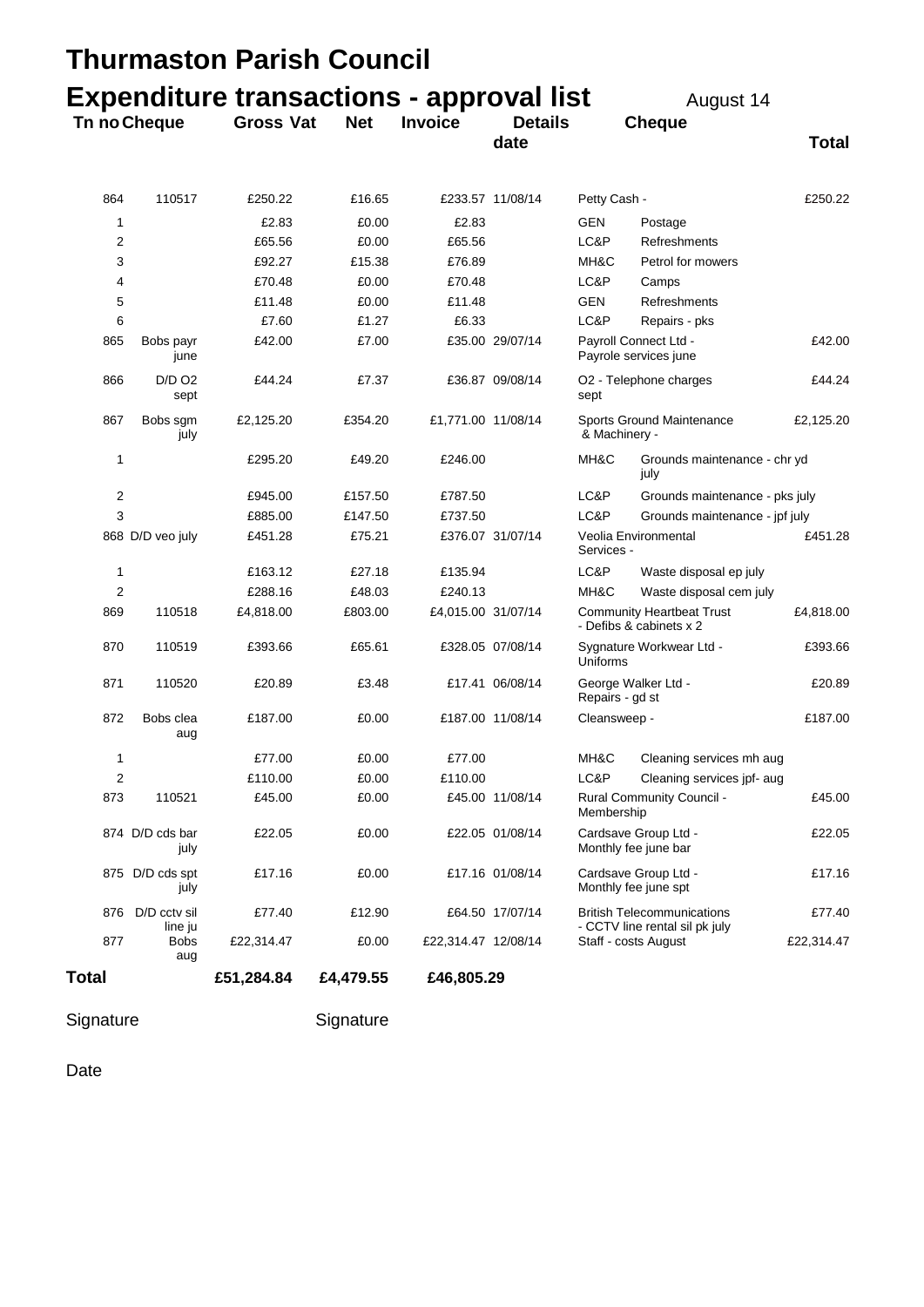# Thurmaston Parish Council

## Expenditure transactions - approval list

August 14

| Tn no | Cheque | Gross | Vat | Net | Invoice date | Details | | Cheque Total |
|---|---|---|---|---|---|---|---|---|
| 864 | 110517 | £250.22 | £16.65 | £233.57 | 11/08/14 | Petty Cash - | | £250.22 |
| 1 | | £2.83 | £0.00 | £2.83 | | GEN | Postage | |
| 2 | | £65.56 | £0.00 | £65.56 | | LC&P | Refreshments | |
| 3 | | £92.27 | £15.38 | £76.89 | | MH&C | Petrol for mowers | |
| 4 | | £70.48 | £0.00 | £70.48 | | LC&P | Camps | |
| 5 | | £11.48 | £0.00 | £11.48 | | GEN | Refreshments | |
| 6 | | £7.60 | £1.27 | £6.33 | | LC&P | Repairs - pks | |
| 865 | Bobs payr june | £42.00 | £7.00 | £35.00 | 29/07/14 | Payroll Connect Ltd - Payrole services june | | £42.00 |
| 866 | D/D O2 sept | £44.24 | £7.37 | £36.87 | 09/08/14 | O2 - Telephone charges sept | | £44.24 |
| 867 | Bobs sgm july | £2,125.20 | £354.20 | £1,771.00 | 11/08/14 | Sports Ground Maintenance & Machinery - | | £2,125.20 |
| 1 | | £295.20 | £49.20 | £246.00 | | MH&C | Grounds maintenance - chr yd july | |
| 2 | | £945.00 | £157.50 | £787.50 | | LC&P | Grounds maintenance - pks july | |
| 3 | | £885.00 | £147.50 | £737.50 | | LC&P | Grounds maintenance - jpf july | |
| 868 | D/D veo july | £451.28 | £75.21 | £376.07 | 31/07/14 | Veolia Environmental Services - | | £451.28 |
| 1 | | £163.12 | £27.18 | £135.94 | | LC&P | Waste disposal ep july | |
| 2 | | £288.16 | £48.03 | £240.13 | | MH&C | Waste disposal cem july | |
| 869 | 110518 | £4,818.00 | £803.00 | £4,015.00 | 31/07/14 | Community Heartbeat Trust - Defibs & cabinets x 2 | | £4,818.00 |
| 870 | 110519 | £393.66 | £65.61 | £328.05 | 07/08/14 | Sygnature Workwear Ltd - Uniforms | | £393.66 |
| 871 | 110520 | £20.89 | £3.48 | £17.41 | 06/08/14 | George Walker Ltd - Repairs - gd st | | £20.89 |
| 872 | Bobs clea aug | £187.00 | £0.00 | £187.00 | 11/08/14 | Cleansweep - | | £187.00 |
| 1 | | £77.00 | £0.00 | £77.00 | | MH&C | Cleaning services mh aug | |
| 2 | | £110.00 | £0.00 | £110.00 | | LC&P | Cleaning services jpf- aug | |
| 873 | 110521 | £45.00 | £0.00 | £45.00 | 11/08/14 | Rural Community Council - Membership | | £45.00 |
| 874 | D/D cds bar july | £22.05 | £0.00 | £22.05 | 01/08/14 | Cardsave Group Ltd - Monthly fee june bar | | £22.05 |
| 875 | D/D cds spt july | £17.16 | £0.00 | £17.16 | 01/08/14 | Cardsave Group Ltd - Monthly fee june spt | | £17.16 |
| 876 | D/D cctv sil line ju | £77.40 | £12.90 | £64.50 | 17/07/14 | British Telecommunications - CCTV line rental sil pk july | | £77.40 |
| 877 | Bobs aug | £22,314.47 | £0.00 | £22,314.47 | 12/08/14 | Staff - costs August | | £22,314.47 |
| **Total** | | **£51,284.84** | **£4,479.55** | **£46,805.29** | | | | |

Signature

Signature

Date